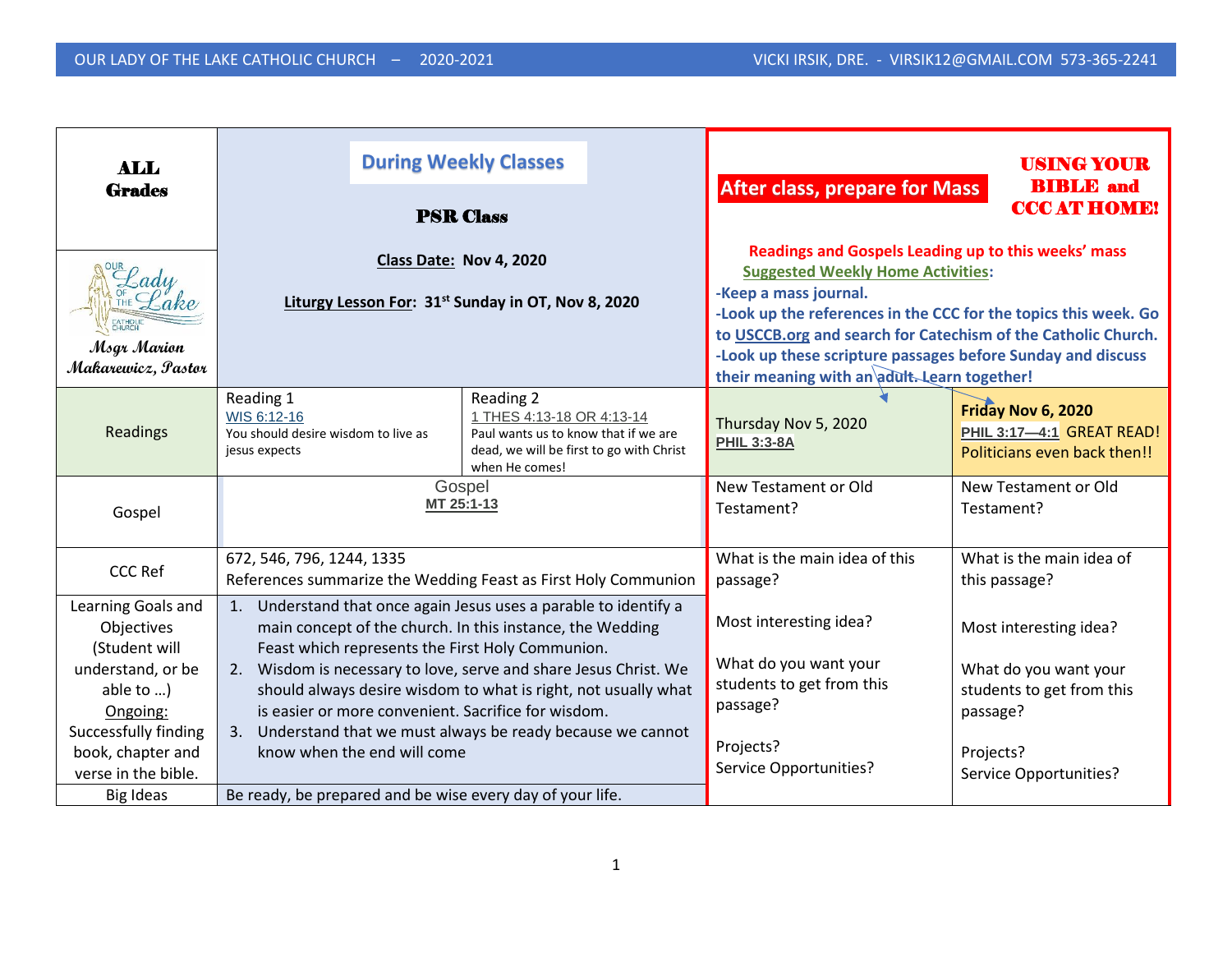| **ALL Grades** | **During Weekly Classes**<br><br>**PSR Class**<br><br>**Class Date: Nov 4, 2020**<br><br>**Liturgy Lesson For: 31st Sunday in OT, Nov 8, 2020** | | **After class, prepare for Mass** | **USING YOUR BIBLE and CCC AT HOME!** |
|---|---|---|---|---|
| *Msgr Marion Makarewicz, Pastor* | | | **Readings and Gospels Leading up to this weeks' mass**<br>**Suggested Weekly Home Activities:**<br>**-Keep a mass journal.**<br>**-Look up the references in the CCC for the topics this week. Go to USCCB.org and search for Catechism of the Catholic Church.**<br>**-Look up these scripture passages before Sunday and discuss their meaning with an adult. Learn together!** | |
| Readings | Reading 1<br>WIS 6:12-16<br>You should desire wisdom to live as jesus expects | Reading 2<br>1 THES 4:13-18 OR 4:13-14<br>Paul wants us to know that if we are dead, we will be first to go with Christ when He comes! | Thursday Nov 5, 2020<br>**PHIL 3:3-8A** | **Friday Nov 6, 2020**<br>**PHIL 3:17—4:1** GREAT READ! Politicians even back then!! |
| Gospel | Gospel<br>**MT 25:1-13** | | New Testament or Old Testament? | New Testament or Old Testament? |
| CCC Ref | 672, 546, 796, 1244, 1335<br>References summarize the Wedding Feast as First Holy Communion | | What is the main idea of this passage?<br><br>Most interesting idea?<br><br>What do you want your students to get from this passage?<br><br>Projects?<br>Service Opportunities? | What is the main idea of this passage?<br><br>Most interesting idea?<br><br>What do you want your students to get from this passage?<br><br>Projects?<br>Service Opportunities? |
| Learning Goals and Objectives (Student will understand, or be able to …)<br>Ongoing:<br>Successfully finding book, chapter and verse in the bible. | 1. Understand that once again Jesus uses a parable to identify a main concept of the church. In this instance, the Wedding Feast which represents the First Holy Communion.<br>2. Wisdom is necessary to love, serve and share Jesus Christ. We should always desire wisdom to what is right, not usually what is easier or more convenient. Sacrifice for wisdom.<br>3. Understand that we must always be ready because we cannot know when the end will come | | | |
| Big Ideas | Be ready, be prepared and be wise every day of your life. | | | |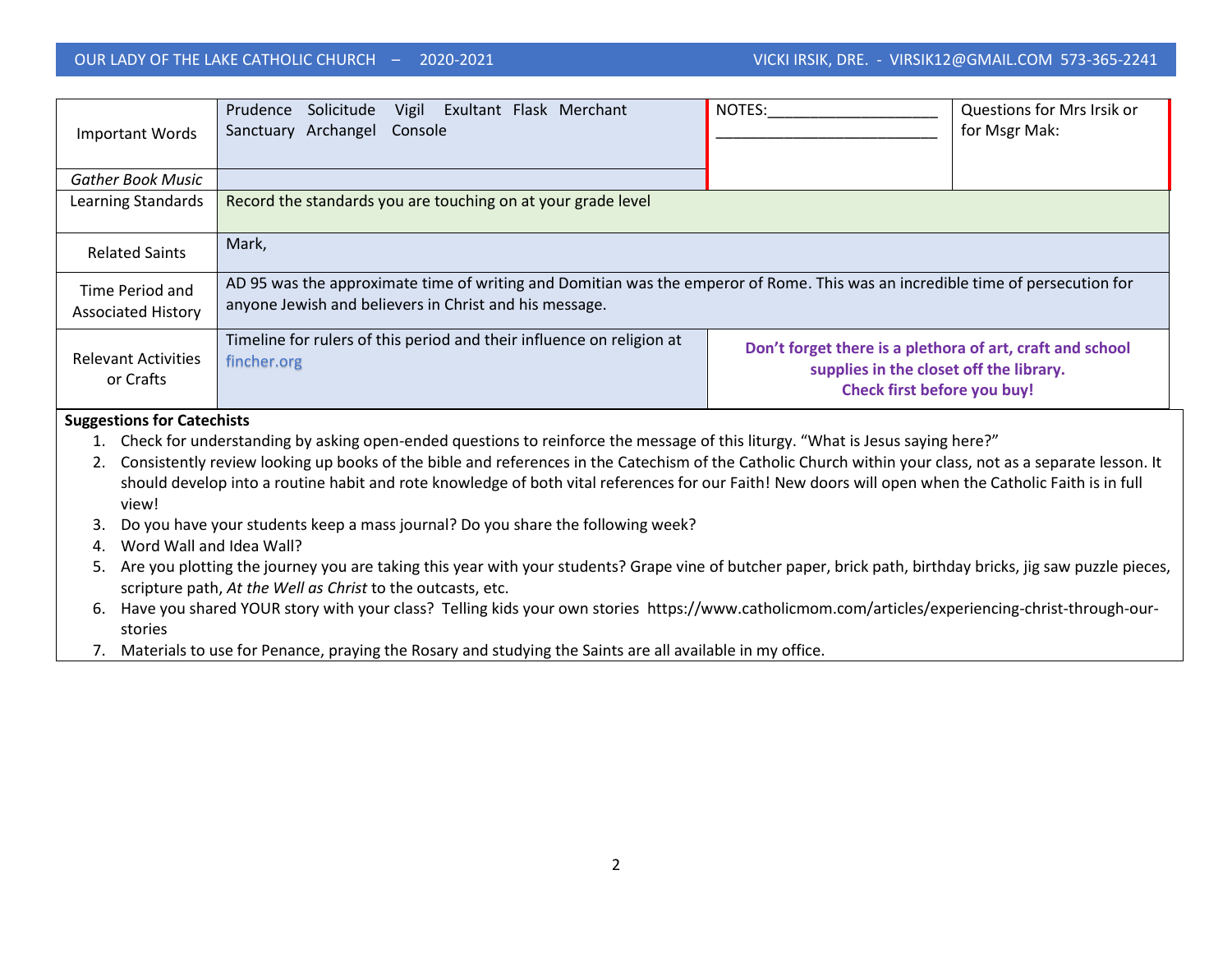| | | | |
|---|---|---|---|
| Important Words | Prudence Solicitude Vigil Exultant Flask Merchant Sanctuary Archangel Console | NOTES:____________________ ___________________________ | Questions for Mrs Irsik or for Msgr Mak: |
| *Gather Book Music* | | | |
| Learning Standards | Record the standards you are touching on at your grade level | | |
| Related Saints | Mark, | | |
| Time Period and Associated History | AD 95 was the approximate time of writing and Domitian was the emperor of Rome. This was an incredible time of persecution for anyone Jewish and believers in Christ and his message. | | |
| Relevant Activities or Crafts | Timeline for rulers of this period and their influence on religion at fincher.org | **Don't forget there is a plethora of art, craft and school supplies in the closet off the library. Check first before you buy!** | |

**Suggestions for Catechists**

1. Check for understanding by asking open-ended questions to reinforce the message of this liturgy. "What is Jesus saying here?"
2. Consistently review looking up books of the bible and references in the Catechism of the Catholic Church within your class, not as a separate lesson. It should develop into a routine habit and rote knowledge of both vital references for our Faith! New doors will open when the Catholic Faith is in full view!
3. Do you have your students keep a mass journal? Do you share the following week?
4. Word Wall and Idea Wall?
5. Are you plotting the journey you are taking this year with your students? Grape vine of butcher paper, brick path, birthday bricks, jig saw puzzle pieces, scripture path, *At the Well as Christ* to the outcasts, etc.
6. Have you shared YOUR story with your class? Telling kids your own stories https://www.catholicmom.com/articles/experiencing-christ-through-our-stories
7. Materials to use for Penance, praying the Rosary and studying the Saints are all available in my office.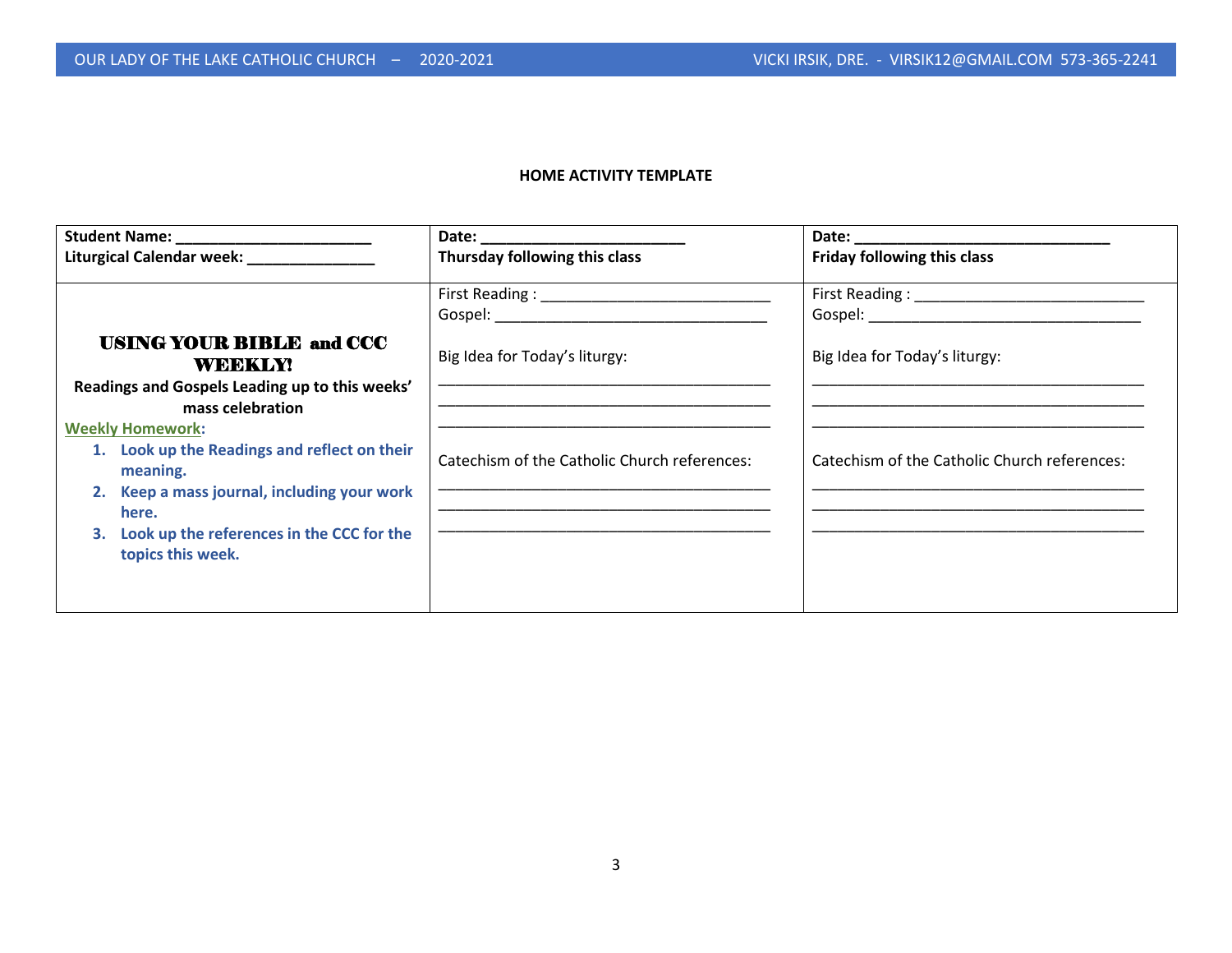## HOME ACTIVITY TEMPLATE

| **Student Name: _______________________**<br>**Liturgical Calendar week: _______________** | **Date: ________________________**<br>**Thursday following this class** | **Date: ______________________________**<br>**Friday following this class** |
|---|---|---|
| **USING YOUR BIBLE and CCC WEEKLY!**<br>**Readings and Gospels Leading up to this weeks' mass celebration**<br>**Weekly Homework:**<br>1. **Look up the Readings and reflect on their meaning.**<br>2. **Keep a mass journal, including your work here.**<br>3. **Look up the references in the CCC for the topics this week.** | First Reading : ___________________________<br>Gospel: ________________________________<br><br>Big Idea for Today's liturgy:<br><br>_______________________________________<br>_______________________________________<br>_______________________________________<br><br>Catechism of the Catholic Church references:<br>_______________________________________<br>_______________________________________<br>_______________________________________ | First Reading : ___________________________<br>Gospel: ________________________________<br><br>Big Idea for Today's liturgy:<br><br>_______________________________________<br>_______________________________________<br>_______________________________________<br><br>Catechism of the Catholic Church references:<br>_______________________________________<br>_______________________________________<br>_______________________________________ |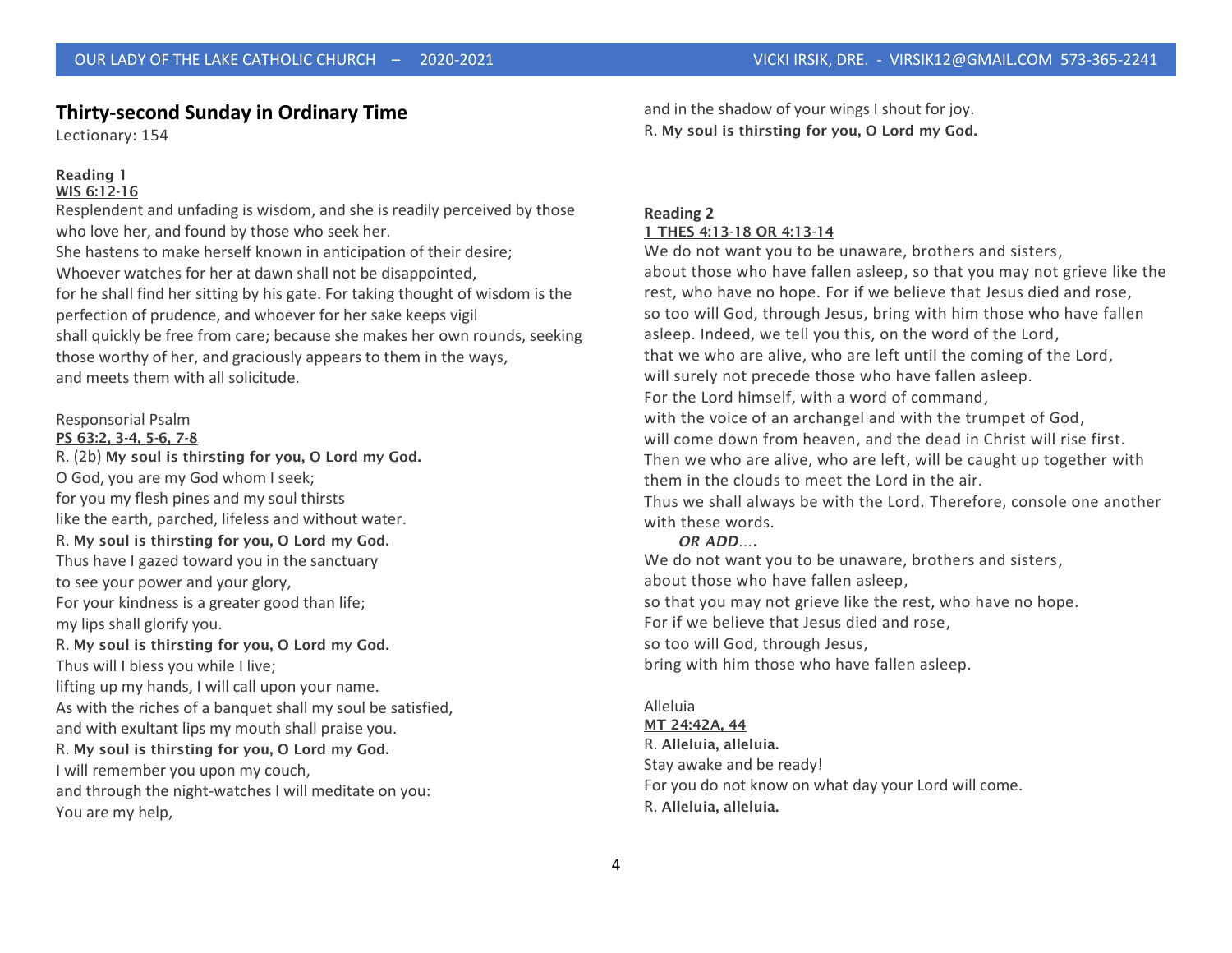## Thirty-second Sunday in Ordinary Time

Lectionary: 154

**Reading 1**

**WIS 6:12-16**

Resplendent and unfading is wisdom, and she is readily perceived by those who love her, and found by those who seek her.
She hastens to make herself known in anticipation of their desire;
Whoever watches for her at dawn shall not be disappointed,
for he shall find her sitting by his gate. For taking thought of wisdom is the perfection of prudence, and whoever for her sake keeps vigil
shall quickly be free from care; because she makes her own rounds, seeking those worthy of her, and graciously appears to them in the ways,
and meets them with all solicitude.

Responsorial Psalm

**PS 63:2, 3-4, 5-6, 7-8**

R. (2b) **My soul is thirsting for you, O Lord my God.**
O God, you are my God whom I seek;
for you my flesh pines and my soul thirsts
like the earth, parched, lifeless and without water.
R. **My soul is thirsting for you, O Lord my God.**
Thus have I gazed toward you in the sanctuary
to see your power and your glory,
For your kindness is a greater good than life;
my lips shall glorify you.
R. **My soul is thirsting for you, O Lord my God.**
Thus will I bless you while I live;
lifting up my hands, I will call upon your name.
As with the riches of a banquet shall my soul be satisfied,
and with exultant lips my mouth shall praise you.
R. **My soul is thirsting for you, O Lord my God.**
I will remember you upon my couch,
and through the night-watches I will meditate on you:
You are my help,
and in the shadow of your wings I shout for joy.
R. **My soul is thirsting for you, O Lord my God.**

**Reading 2**

**1 THES 4:13-18 OR 4:13-14**

We do not want you to be unaware, brothers and sisters,
about those who have fallen asleep, so that you may not grieve like the rest, who have no hope. For if we believe that Jesus died and rose,
so too will God, through Jesus, bring with him those who have fallen asleep. Indeed, we tell you this, on the word of the Lord,
that we who are alive, who are left until the coming of the Lord,
will surely not precede those who have fallen asleep.
For the Lord himself, with a word of command,
with the voice of an archangel and with the trumpet of God,
will come down from heaven, and the dead in Christ will rise first.
Then we who are alive, who are left, will be caught up together with them in the clouds to meet the Lord in the air.
Thus we shall always be with the Lord. Therefore, console one another with these words.

*OR ADD….*

We do not want you to be unaware, brothers and sisters,
about those who have fallen asleep,
so that you may not grieve like the rest, who have no hope.
For if we believe that Jesus died and rose,
so too will God, through Jesus,
bring with him those who have fallen asleep.

Alleluia

**MT 24:42A, 44**

R. **Alleluia, alleluia.**
Stay awake and be ready!
For you do not know on what day your Lord will come.
R. **Alleluia, alleluia.**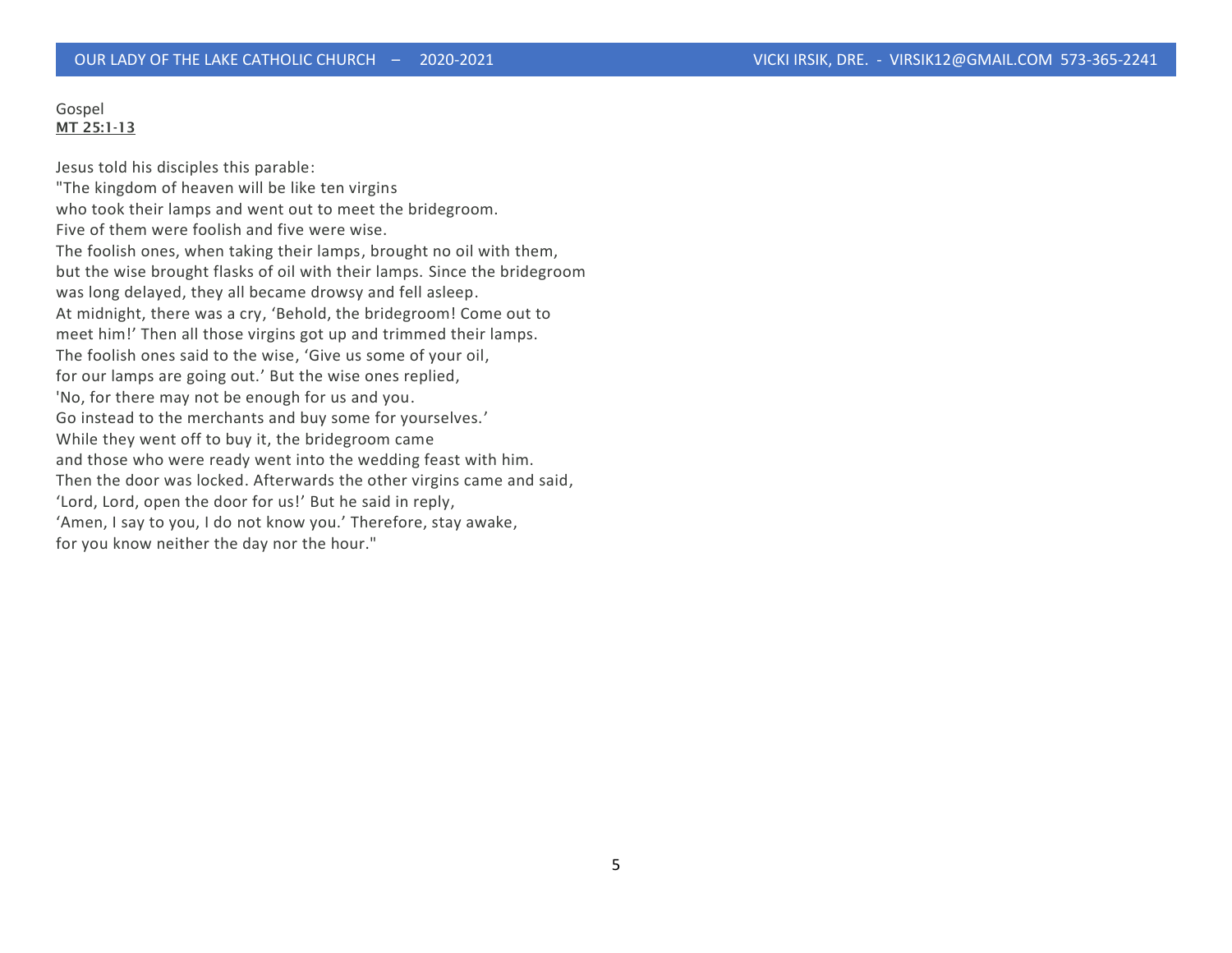Gospel
**MT 25:1-13**

Jesus told his disciples this parable:
"The kingdom of heaven will be like ten virgins
who took their lamps and went out to meet the bridegroom.
Five of them were foolish and five were wise.
The foolish ones, when taking their lamps, brought no oil with them,
but the wise brought flasks of oil with their lamps. Since the bridegroom
was long delayed, they all became drowsy and fell asleep.
At midnight, there was a cry, 'Behold, the bridegroom! Come out to
meet him!' Then all those virgins got up and trimmed their lamps.
The foolish ones said to the wise, 'Give us some of your oil,
for our lamps are going out.' But the wise ones replied,
'No, for there may not be enough for us and you.
Go instead to the merchants and buy some for yourselves.'
While they went off to buy it, the bridegroom came
and those who were ready went into the wedding feast with him.
Then the door was locked. Afterwards the other virgins came and said,
'Lord, Lord, open the door for us!' But he said in reply,
'Amen, I say to you, I do not know you.' Therefore, stay awake,
for you know neither the day nor the hour."